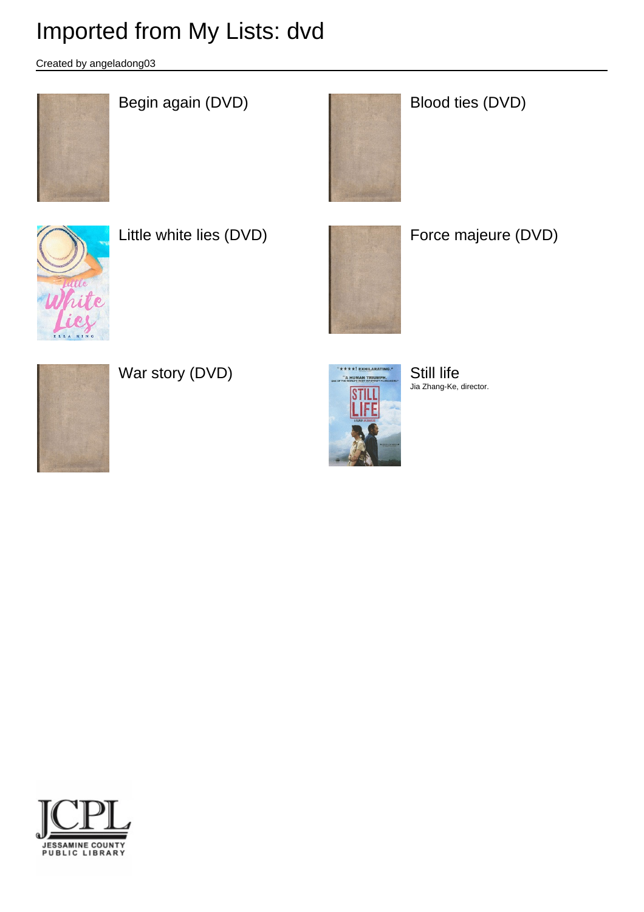# Imported from My Lists: dvd

Created by angeladong03

Begin again (DVD)

Blood ties (DVD)

Little white lies (DVD)

Force majeure (DVD)

War story (DVD)

Still life

Jia Zhang-Ke, director.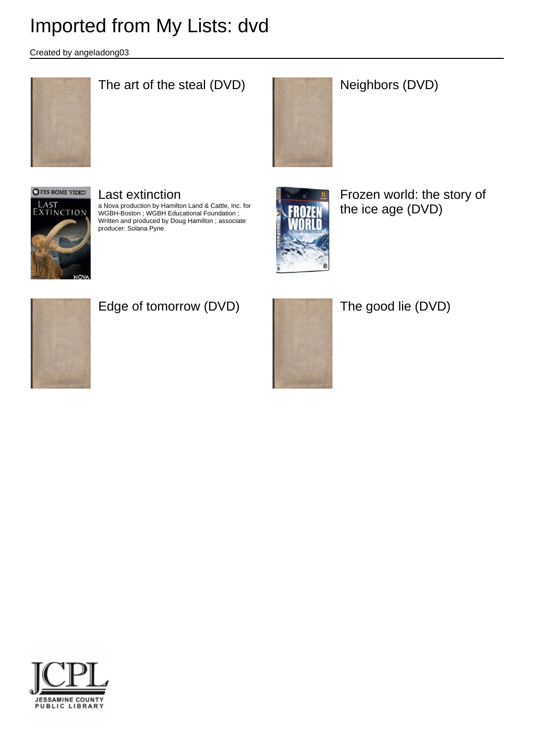# Imported from My Lists: dvd

Created by angeladong03

The art of the steal (DVD)

Neighbors (DVD)

Last extinction

a Nova production by Hamilton Land & Cattle, Inc. for WGBH-Boston ; WGBH Educational Foundation ; Written and produced by Doug Hamilton ; associate producer: Solana Pyne.

Frozen world: the story of the ice age (DVD)

Edge of tomorrow (DVD)

The good lie (DVD)

JCPL
JESSAMINE COUNTY PUBLIC LIBRARY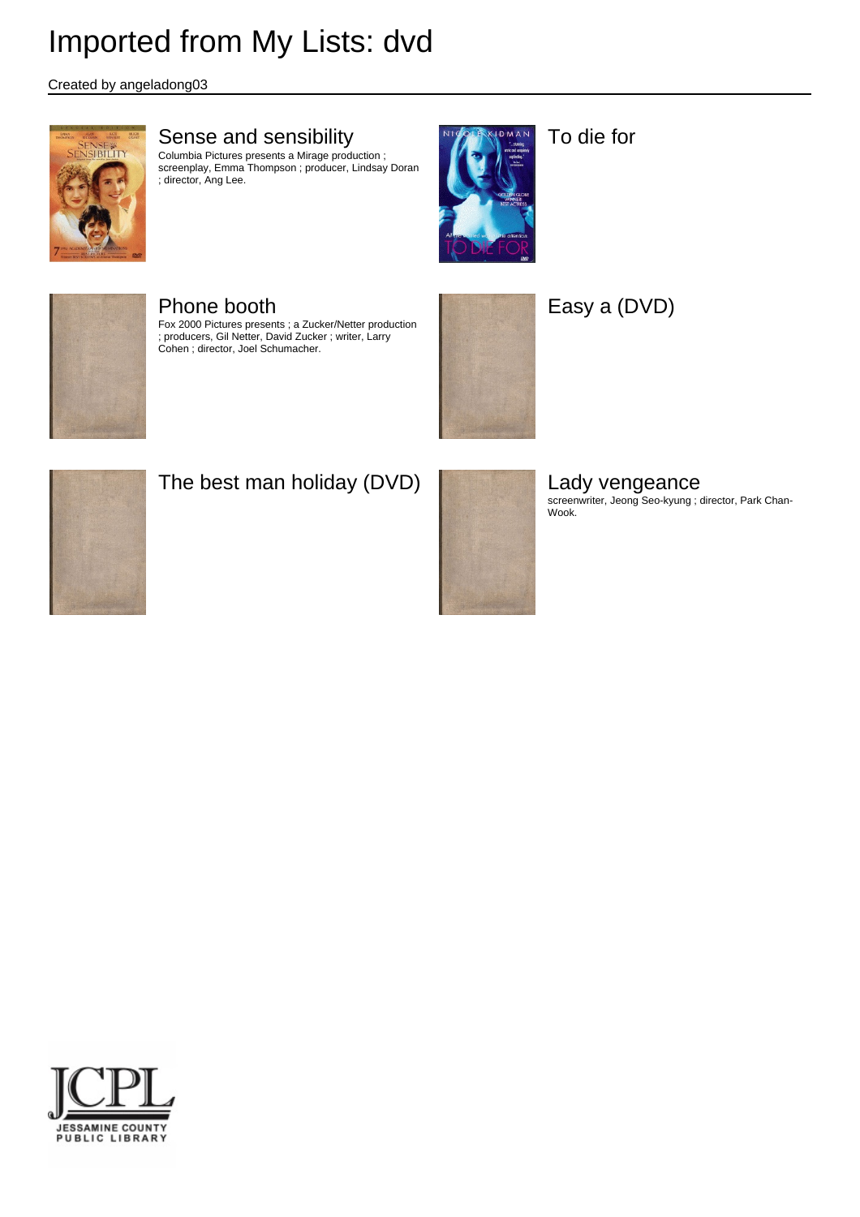# Imported from My Lists: dvd

Created by angeladong03

## Sense and sensibility

Columbia Pictures presents a Mirage production ; screenplay, Emma Thompson ; producer, Lindsay Doran ; director, Ang Lee.

## To die for

## Phone booth

Fox 2000 Pictures presents ; a Zucker/Netter production ; producers, Gil Netter, David Zucker ; writer, Larry Cohen ; director, Joel Schumacher.

## Easy a (DVD)

## The best man holiday (DVD)

## Lady vengeance

screenwriter, Jeong Seo-kyung ; director, Park Chan-Wook.

JCPL
JESSAMINE COUNTY PUBLIC LIBRARY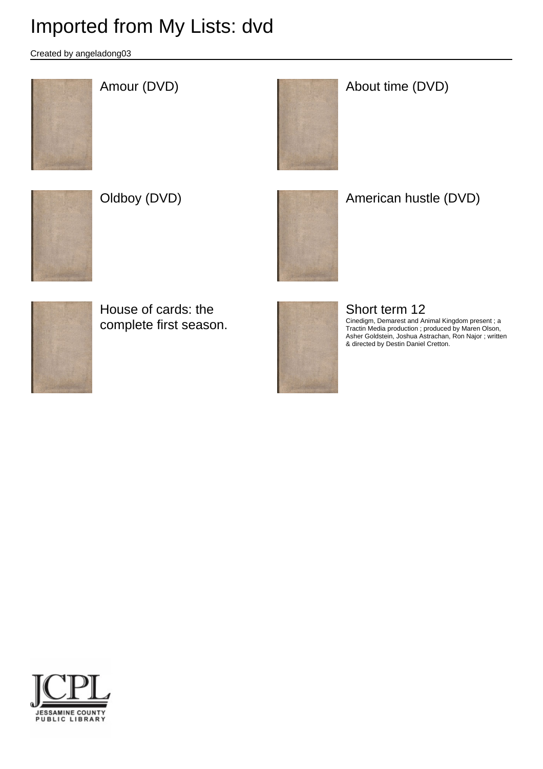# Imported from My Lists: dvd

Created by angeladong03

## Amour (DVD)

## About time (DVD)

## Oldboy (DVD)

## American hustle (DVD)

## House of cards: the complete first season.

## Short term 12

Cinedigm, Demarest and Animal Kingdom present ; a Tractin Media production ; produced by Maren Olson, Asher Goldstein, Joshua Astrachan, Ron Najor ; written & directed by Destin Daniel Cretton.

JCPL
JESSAMINE COUNTY PUBLIC LIBRARY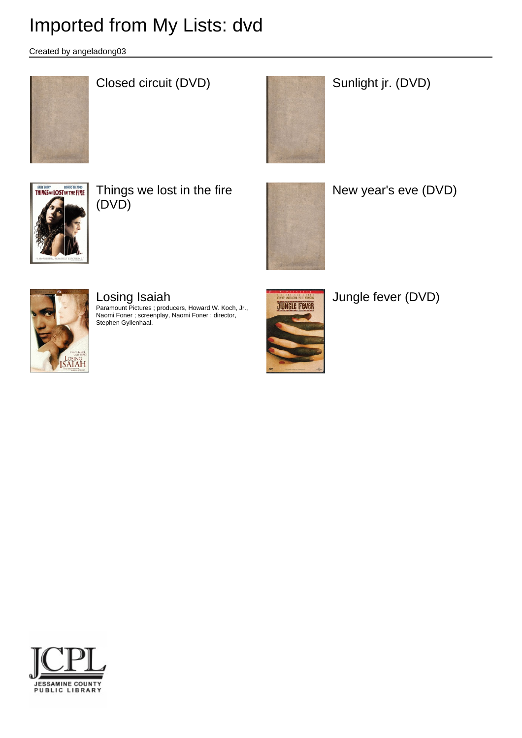# Imported from My Lists: dvd

Created by angeladong03

## Closed circuit (DVD)

## Sunlight jr. (DVD)

## Things we lost in the fire (DVD)

## New year's eve (DVD)

## Losing Isaiah

Paramount Pictures ; producers, Howard W. Koch, Jr., Naomi Foner ; screenplay, Naomi Foner ; director, Stephen Gyllenhaal.

## Jungle fever (DVD)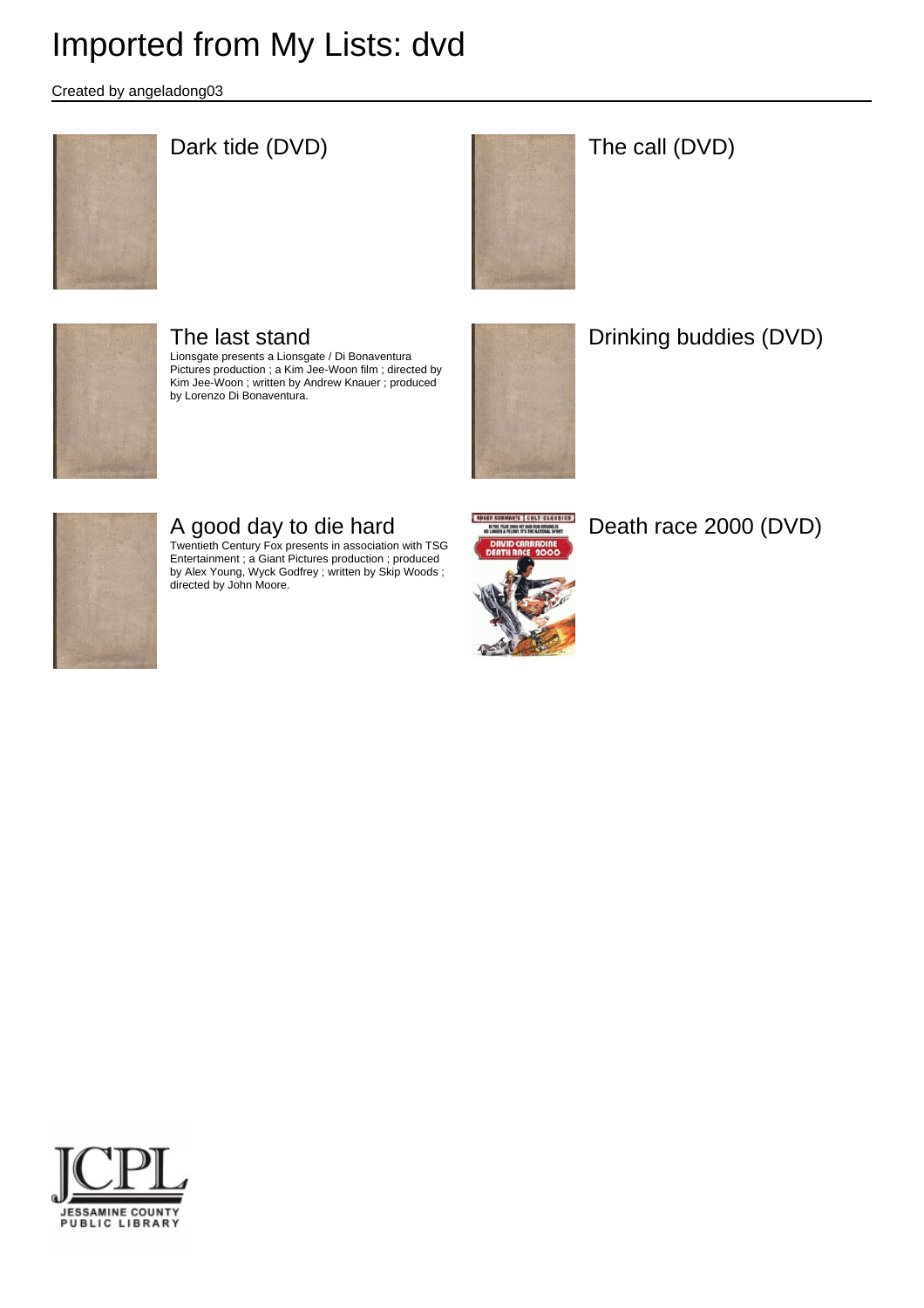# Imported from My Lists: dvd

Created by angeladong03

## Dark tide (DVD)

## The call (DVD)

## The last stand

Lionsgate presents a Lionsgate / Di Bonaventura Pictures production ; a Kim Jee-Woon film ; directed by Kim Jee-Woon ; written by Andrew Knauer ; produced by Lorenzo Di Bonaventura.

## Drinking buddies (DVD)

## A good day to die hard

Twentieth Century Fox presents in association with TSG Entertainment ; a Giant Pictures production ; produced by Alex Young, Wyck Godfrey ; written by Skip Woods ; directed by John Moore.

## Death race 2000 (DVD)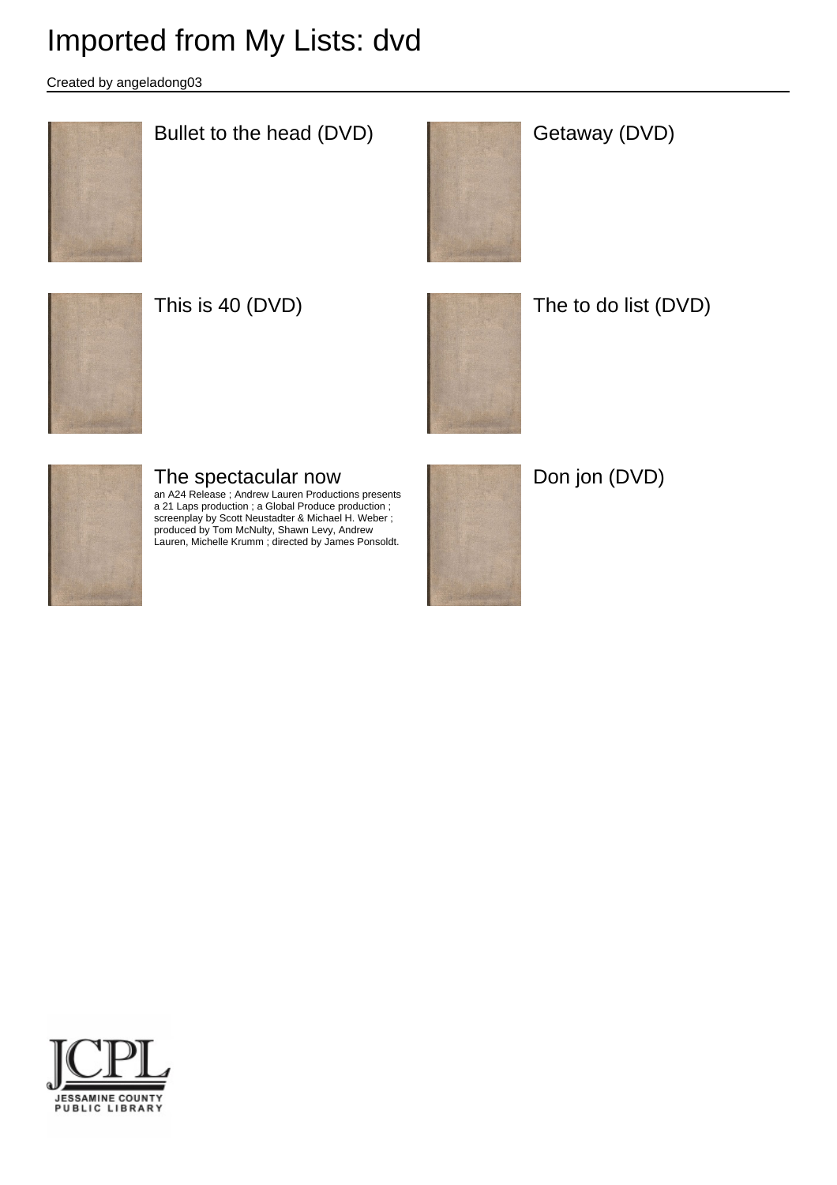# Imported from My Lists: dvd

Created by angeladong03

Bullet to the head (DVD)

Getaway (DVD)

This is 40 (DVD)

The to do list (DVD)

The spectacular now

an A24 Release ; Andrew Lauren Productions presents a 21 Laps production ; a Global Produce production ; screenplay by Scott Neustadter & Michael H. Weber ; produced by Tom McNulty, Shawn Levy, Andrew Lauren, Michelle Krumm ; directed by James Ponsoldt.

Don jon (DVD)

JCPL
JESSAMINE COUNTY PUBLIC LIBRARY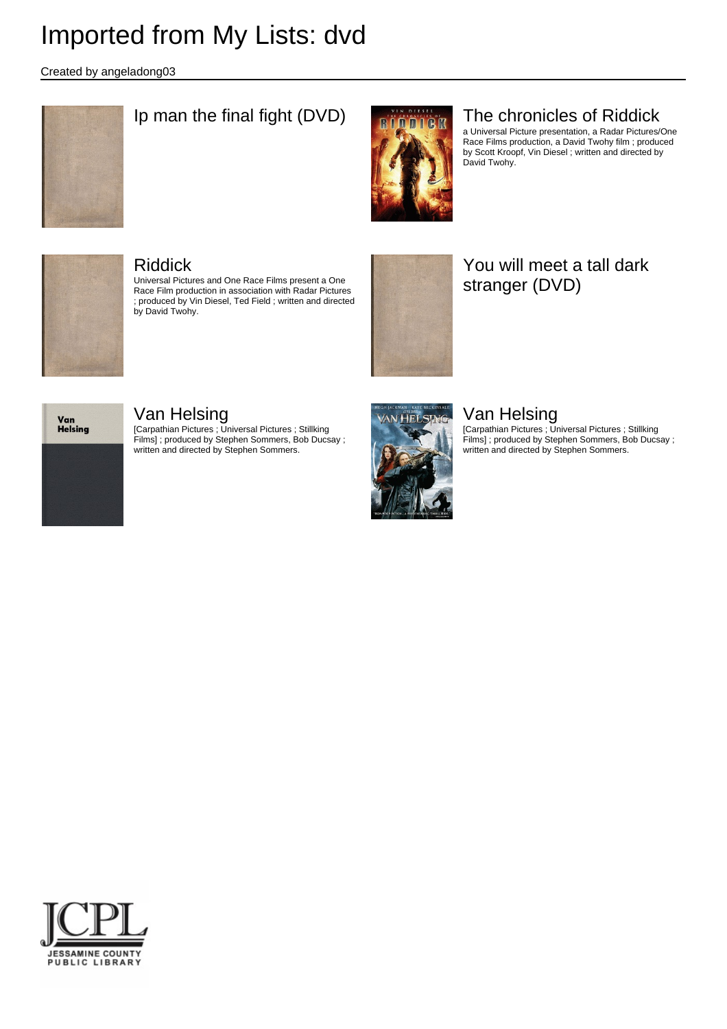# Imported from My Lists: dvd

Created by angeladong03

## Ip man the final fight (DVD)

## The chronicles of Riddick

a Universal Picture presentation, a Radar Pictures/One Race Films production, a David Twohy film ; produced by Scott Kroopf, Vin Diesel ; written and directed by David Twohy.

## Riddick

Universal Pictures and One Race Films present a One Race Film production in association with Radar Pictures ; produced by Vin Diesel, Ted Field ; written and directed by David Twohy.

## You will meet a tall dark stranger (DVD)

## Van Helsing

[Carpathian Pictures ; Universal Pictures ; Stillking Films] ; produced by Stephen Sommers, Bob Ducsay ; written and directed by Stephen Sommers.

## Van Helsing

[Carpathian Pictures ; Universal Pictures ; Stillking Films] ; produced by Stephen Sommers, Bob Ducsay ; written and directed by Stephen Sommers.

JCPL
JESSAMINE COUNTY PUBLIC LIBRARY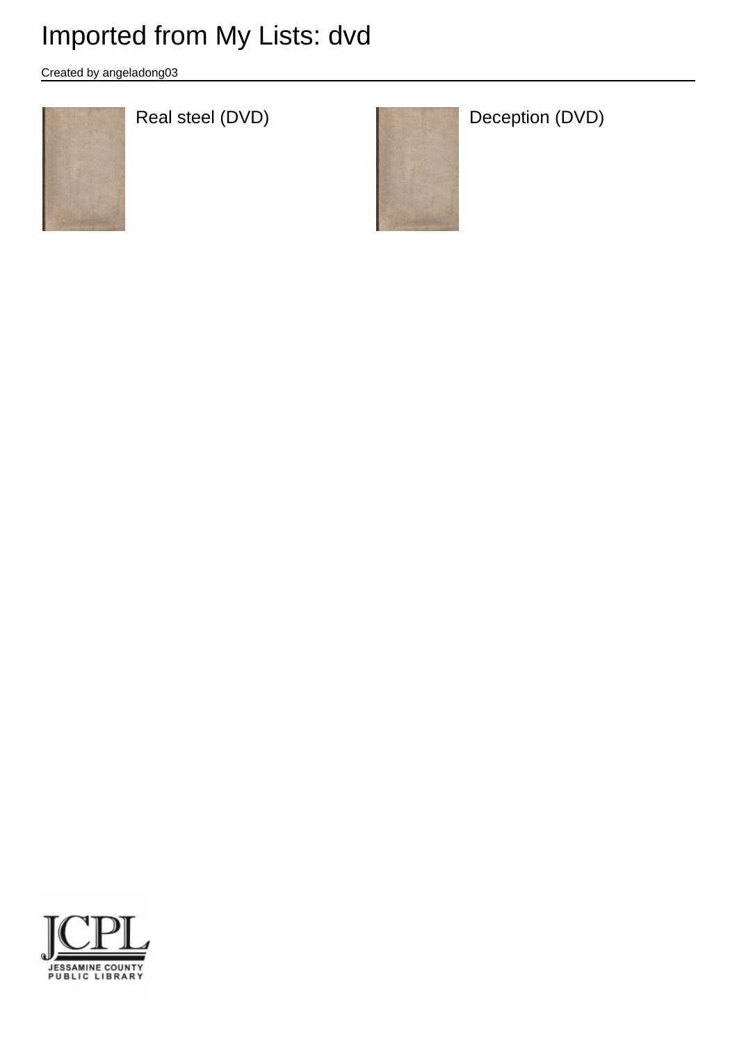# Imported from My Lists: dvd

Created by angeladong03

Real steel (DVD)

Deception (DVD)

JCPL
JESSAMINE COUNTY
PUBLIC LIBRARY